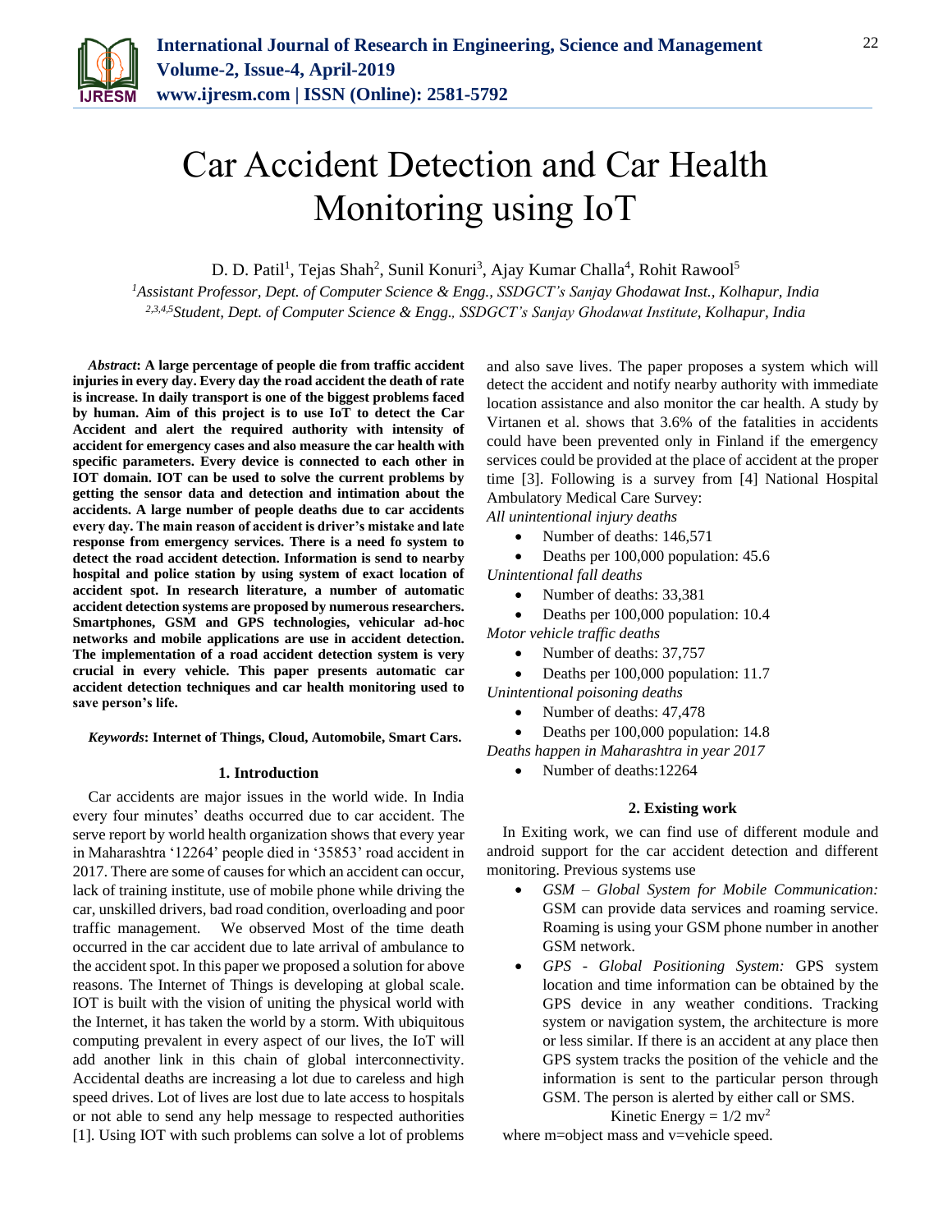# Car Accident Detection and Car Health Monitoring using IoT

D. D. Patil[1], Tejas Shah[2], Sunil Konuri[3], Ajay Kumar Challa[4], Rohit Rawool[5]

[1]*Assistant Professor, Dept. of Computer Science & Engg., SSDGCT's Sanjay Ghodawat Inst., Kolhapur, India*
[2,3,4,5]*Student, Dept. of Computer Science & Engg., SSDGCT's Sanjay Ghodawat Institute, Kolhapur, India*

***Abstract*: A large percentage of people die from traffic accident injuries in every day. Every day the road accident the death of rate is increase. In daily transport is one of the biggest problems faced by human. Aim of this project is to use IoT to detect the Car Accident and alert the required authority with intensity of accident for emergency cases and also measure the car health with specific parameters. Every device is connected to each other in IOT domain. IOT can be used to solve the current problems by getting the sensor data and detection and intimation about the accidents. A large number of people deaths due to car accidents every day. The main reason of accident is driver's mistake and late response from emergency services. There is a need fo system to detect the road accident detection. Information is send to nearby hospital and police station by using system of exact location of accident spot. In research literature, a number of automatic accident detection systems are proposed by numerous researchers. Smartphones, GSM and GPS technologies, vehicular ad-hoc networks and mobile applications are use in accident detection. The implementation of a road accident detection system is very crucial in every vehicle. This paper presents automatic car accident detection techniques and car health monitoring used to save person's life.**

***Keywords*: Internet of Things, Cloud, Automobile, Smart Cars.**

## 1. Introduction

Car accidents are major issues in the world wide. In India every four minutes' deaths occurred due to car accident. The serve report by world health organization shows that every year in Maharashtra '12264' people died in '35853' road accident in 2017. There are some of causes for which an accident can occur, lack of training institute, use of mobile phone while driving the car, unskilled drivers, bad road condition, overloading and poor traffic management. We observed Most of the time death occurred in the car accident due to late arrival of ambulance to the accident spot. In this paper we proposed a solution for above reasons. The Internet of Things is developing at global scale. IOT is built with the vision of uniting the physical world with the Internet, it has taken the world by a storm. With ubiquitous computing prevalent in every aspect of our lives, the IoT will add another link in this chain of global interconnectivity. Accidental deaths are increasing a lot due to careless and high speed drives. Lot of lives are lost due to late access to hospitals or not able to send any help message to respected authorities [1]. Using IOT with such problems can solve a lot of problems and also save lives. The paper proposes a system which will detect the accident and notify nearby authority with immediate location assistance and also monitor the car health. A study by Virtanen et al. shows that 3.6% of the fatalities in accidents could have been prevented only in Finland if the emergency services could be provided at the place of accident at the proper time [3]. Following is a survey from [4] National Hospital Ambulatory Medical Care Survey:

*All unintentional injury deaths*

- Number of deaths: 146,571
- Deaths per 100,000 population: 45.6

*Unintentional fall deaths*

- Number of deaths: 33,381
- Deaths per 100,000 population: 10.4

*Motor vehicle traffic deaths*

- Number of deaths: 37,757
- Deaths per 100,000 population: 11.7

*Unintentional poisoning deaths*

- Number of deaths: 47,478
- Deaths per 100,000 population: 14.8

*Deaths happen in Maharashtra in year 2017*

- Number of deaths:12264

## 2. Existing work

In Exiting work, we can find use of different module and android support for the car accident detection and different monitoring. Previous systems use

- *GSM – Global System for Mobile Communication:* GSM can provide data services and roaming service. Roaming is using your GSM phone number in another GSM network.
- *GPS - Global Positioning System:* GPS system location and time information can be obtained by the GPS device in any weather conditions. Tracking system or navigation system, the architecture is more or less similar. If there is an accident at any place then GPS system tracks the position of the vehicle and the information is sent to the particular person through GSM. The person is alerted by either call or SMS.

$$\text{Kinetic Energy} = 1/2\ mv^2$$

where m=object mass and v=vehicle speed.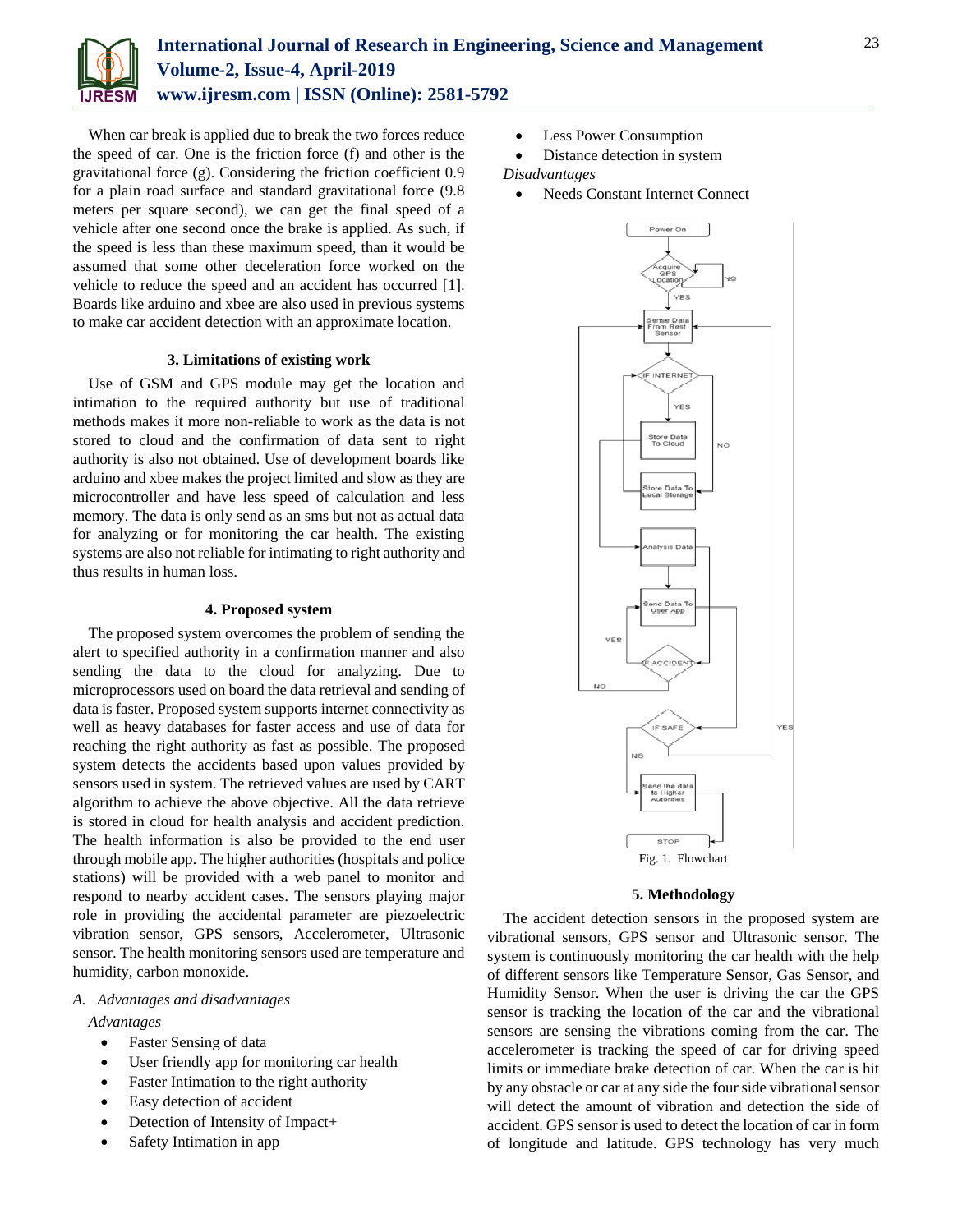When car break is applied due to break the two forces reduce the speed of car. One is the friction force (f) and other is the gravitational force (g). Considering the friction coefficient 0.9 for a plain road surface and standard gravitational force (9.8 meters per square second), we can get the final speed of a vehicle after one second once the brake is applied. As such, if the speed is less than these maximum speed, than it would be assumed that some other deceleration force worked on the vehicle to reduce the speed and an accident has occurred [1]. Boards like arduino and xbee are also used in previous systems to make car accident detection with an approximate location.

### 3. Limitations of existing work

Use of GSM and GPS module may get the location and intimation to the required authority but use of traditional methods makes it more non-reliable to work as the data is not stored to cloud and the confirmation of data sent to right authority is also not obtained. Use of development boards like arduino and xbee makes the project limited and slow as they are microcontroller and have less speed of calculation and less memory. The data is only send as an sms but not as actual data for analyzing or for monitoring the car health. The existing systems are also not reliable for intimating to right authority and thus results in human loss.

### 4. Proposed system

The proposed system overcomes the problem of sending the alert to specified authority in a confirmation manner and also sending the data to the cloud for analyzing. Due to microprocessors used on board the data retrieval and sending of data is faster. Proposed system supports internet connectivity as well as heavy databases for faster access and use of data for reaching the right authority as fast as possible. The proposed system detects the accidents based upon values provided by sensors used in system. The retrieved values are used by CART algorithm to achieve the above objective. All the data retrieve is stored in cloud for health analysis and accident prediction. The health information is also be provided to the end user through mobile app. The higher authorities (hospitals and police stations) will be provided with a web panel to monitor and respond to nearby accident cases. The sensors playing major role in providing the accidental parameter are piezoelectric vibration sensor, GPS sensors, Accelerometer, Ultrasonic sensor. The health monitoring sensors used are temperature and humidity, carbon monoxide.

*A. Advantages and disadvantages*

*Advantages*

- Faster Sensing of data
- User friendly app for monitoring car health
- Faster Intimation to the right authority
- Easy detection of accident
- Detection of Intensity of Impact+
- Safety Intimation in app
- Less Power Consumption
- Distance detection in system

*Disadvantages*

- Needs Constant Internet Connect

Fig. 1. Flowchart

### 5. Methodology

The accident detection sensors in the proposed system are vibrational sensors, GPS sensor and Ultrasonic sensor. The system is continuously monitoring the car health with the help of different sensors like Temperature Sensor, Gas Sensor, and Humidity Sensor. When the user is driving the car the GPS sensor is tracking the location of the car and the vibrational sensors are sensing the vibrations coming from the car. The accelerometer is tracking the speed of car for driving speed limits or immediate brake detection of car. When the car is hit by any obstacle or car at any side the four side vibrational sensor will detect the amount of vibration and detection the side of accident. GPS sensor is used to detect the location of car in form of longitude and latitude. GPS technology has very much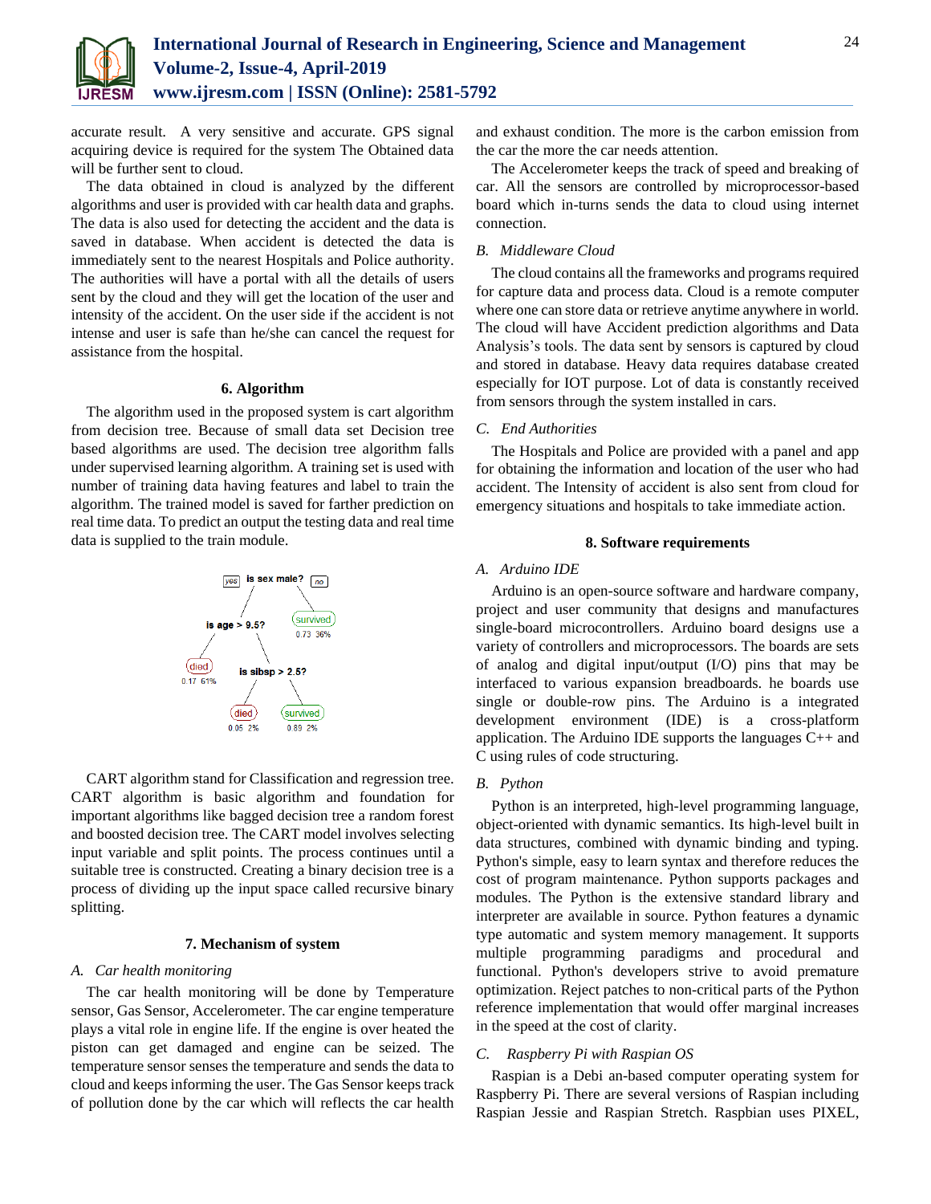accurate result. A very sensitive and accurate. GPS signal acquiring device is required for the system The Obtained data will be further sent to cloud.

The data obtained in cloud is analyzed by the different algorithms and user is provided with car health data and graphs. The data is also used for detecting the accident and the data is saved in database. When accident is detected the data is immediately sent to the nearest Hospitals and Police authority. The authorities will have a portal with all the details of users sent by the cloud and they will get the location of the user and intensity of the accident. On the user side if the accident is not intense and user is safe than he/she can cancel the request for assistance from the hospital.

## 6. Algorithm

The algorithm used in the proposed system is cart algorithm from decision tree. Because of small data set Decision tree based algorithms are used. The decision tree algorithm falls under supervised learning algorithm. A training set is used with number of training data having features and label to train the algorithm. The trained model is saved for farther prediction on real time data. To predict an output the testing data and real time data is supplied to the train module.

CART algorithm stand for Classification and regression tree. CART algorithm is basic algorithm and foundation for important algorithms like bagged decision tree a random forest and boosted decision tree. The CART model involves selecting input variable and split points. The process continues until a suitable tree is constructed. Creating a binary decision tree is a process of dividing up the input space called recursive binary splitting.

## 7. Mechanism of system

### A. Car health monitoring

The car health monitoring will be done by Temperature sensor, Gas Sensor, Accelerometer. The car engine temperature plays a vital role in engine life. If the engine is over heated the piston can get damaged and engine can be seized. The temperature sensor senses the temperature and sends the data to cloud and keeps informing the user. The Gas Sensor keeps track of pollution done by the car which will reflects the car health and exhaust condition. The more is the carbon emission from the car the more the car needs attention.

The Accelerometer keeps the track of speed and breaking of car. All the sensors are controlled by microprocessor-based board which in-turns sends the data to cloud using internet connection.

### B. Middleware Cloud

The cloud contains all the frameworks and programs required for capture data and process data. Cloud is a remote computer where one can store data or retrieve anytime anywhere in world. The cloud will have Accident prediction algorithms and Data Analysis's tools. The data sent by sensors is captured by cloud and stored in database. Heavy data requires database created especially for IOT purpose. Lot of data is constantly received from sensors through the system installed in cars.

### C. End Authorities

The Hospitals and Police are provided with a panel and app for obtaining the information and location of the user who had accident. The Intensity of accident is also sent from cloud for emergency situations and hospitals to take immediate action.

## 8. Software requirements

### A. Arduino IDE

Arduino is an open-source software and hardware company, project and user community that designs and manufactures single-board microcontrollers. Arduino board designs use a variety of controllers and microprocessors. The boards are sets of analog and digital input/output (I/O) pins that may be interfaced to various expansion breadboards. he boards use single or double-row pins. The Arduino is a integrated development environment (IDE) is a cross-platform application. The Arduino IDE supports the languages C++ and C using rules of code structuring.

### B. Python

Python is an interpreted, high-level programming language, object-oriented with dynamic semantics. Its high-level built in data structures, combined with dynamic binding and typing. Python's simple, easy to learn syntax and therefore reduces the cost of program maintenance. Python supports packages and modules. The Python is the extensive standard library and interpreter are available in source. Python features a dynamic type automatic and system memory management. It supports multiple programming paradigms and procedural and functional. Python's developers strive to avoid premature optimization. Reject patches to non-critical parts of the Python reference implementation that would offer marginal increases in the speed at the cost of clarity.

### C. Raspberry Pi with Raspian OS

Raspian is a Debi an-based computer operating system for Raspberry Pi. There are several versions of Raspian including Raspian Jessie and Raspian Stretch. Raspbian uses PIXEL,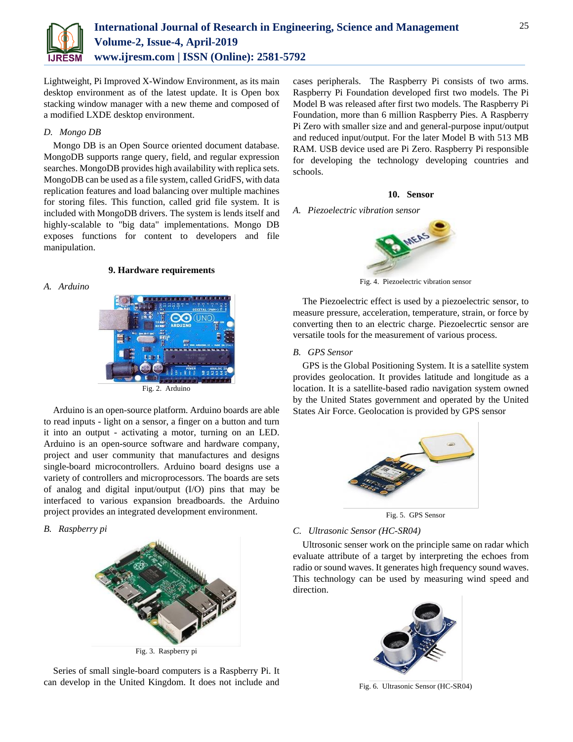Lightweight, Pi Improved X-Window Environment, as its main desktop environment as of the latest update. It is Open box stacking window manager with a new theme and composed of a modified LXDE desktop environment.

### *D. Mongo DB*

Mongo DB is an Open Source oriented document database. MongoDB supports range query, field, and regular expression searches. MongoDB provides high availability with replica sets. MongoDB can be used as a file system, called GridFS, with data replication features and load balancing over multiple machines for storing files. This function, called grid file system. It is included with MongoDB drivers. The system is lends itself and highly-scalable to "big data" implementations. Mongo DB exposes functions for content to developers and file manipulation.

## 9. Hardware requirements

### *A. Arduino*

Fig. 2. Arduino

Arduino is an open-source platform. Arduino boards are able to read inputs - light on a sensor, a finger on a button and turn it into an output - activating a motor, turning on an LED. Arduino is an open-source software and hardware company, project and user community that manufactures and designs single-board microcontrollers. Arduino board designs use a variety of controllers and microprocessors. The boards are sets of analog and digital input/output (I/O) pins that may be interfaced to various expansion breadboards. the Arduino project provides an integrated development environment.

### *B. Raspberry pi*

Fig. 3. Raspberry pi

Series of small single-board computers is a Raspberry Pi. It can develop in the United Kingdom. It does not include and cases peripherals. The Raspberry Pi consists of two arms. Raspberry Pi Foundation developed first two models. The Pi Model B was released after first two models. The Raspberry Pi Foundation, more than 6 million Raspberry Pies. A Raspberry Pi Zero with smaller size and and general-purpose input/output and reduced input/output. For the later Model B with 513 MB RAM. USB device used are Pi Zero. Raspberry Pi responsible for developing the technology developing countries and schools.

## 10. Sensor

### *A. Piezoelectric vibration sensor*

Fig. 4. Piezoelectric vibration sensor

The Piezoelectric effect is used by a piezoelectric sensor, to measure pressure, acceleration, temperature, strain, or force by converting then to an electric charge. Piezoelecrtic sensor are versatile tools for the measurement of various process.

### *B. GPS Sensor*

GPS is the Global Positioning System. It is a satellite system provides geolocation. It provides latitude and longitude as a location. It is a satellite-based radio navigation system owned by the United States government and operated by the United States Air Force. Geolocation is provided by GPS sensor

Fig. 5. GPS Sensor

### *C. Ultrasonic Sensor (HC-SR04)*

Ultrosonic senser work on the principle same on radar which evaluate attribute of a target by interpreting the echoes from radio or sound waves. It generates high frequency sound waves. This technology can be used by measuring wind speed and direction.

Fig. 6. Ultrasonic Sensor (HC-SR04)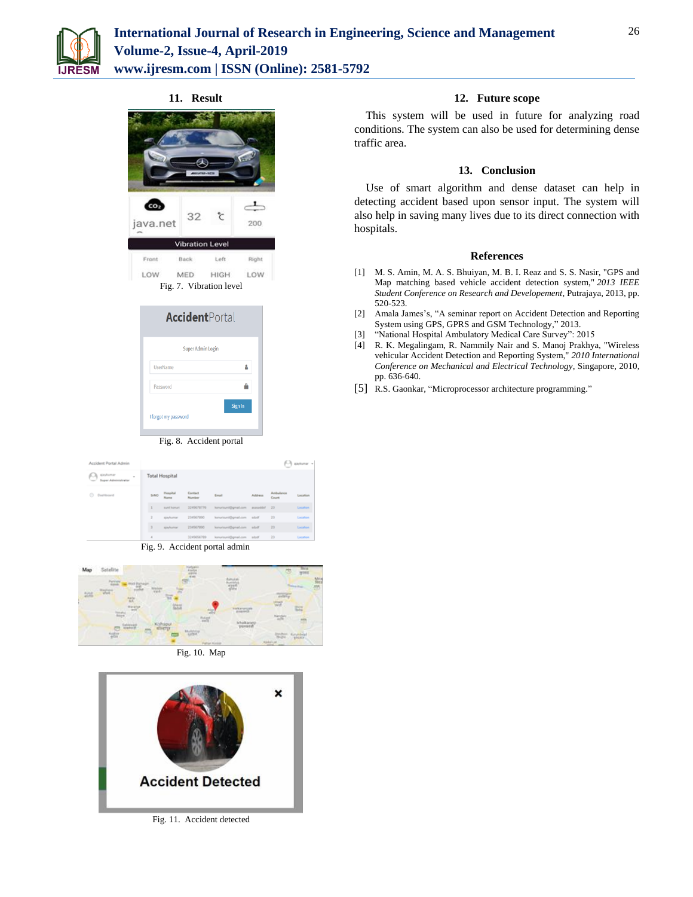## 11. Result

Fig. 7. Vibration level

Fig. 8. Accident portal

Fig. 9. Accident portal admin

Fig. 10. Map

Fig. 11. Accident detected

## 12. Future scope

This system will be used in future for analyzing road conditions. The system can also be used for determining dense traffic area.

## 13. Conclusion

Use of smart algorithm and dense dataset can help in detecting accident based upon sensor input. The system will also help in saving many lives due to its direct connection with hospitals.

## References

[1] M. S. Amin, M. A. S. Bhuiyan, M. B. I. Reaz and S. S. Nasir, "GPS and Map matching based vehicle accident detection system," *2013 IEEE Student Conference on Research and Developement*, Putrajaya, 2013, pp. 520-523.

[2] Amala James's, "A seminar report on Accident Detection and Reporting System using GPS, GPRS and GSM Technology," 2013.

[3] "National Hospital Ambulatory Medical Care Survey": 2015

[4] R. K. Megalingam, R. Nammily Nair and S. Manoj Prakhya, "Wireless vehicular Accident Detection and Reporting System," *2010 International Conference on Mechanical and Electrical Technology*, Singapore, 2010, pp. 636-640.

[5] R.S. Gaonkar, "Microprocessor architecture programming."